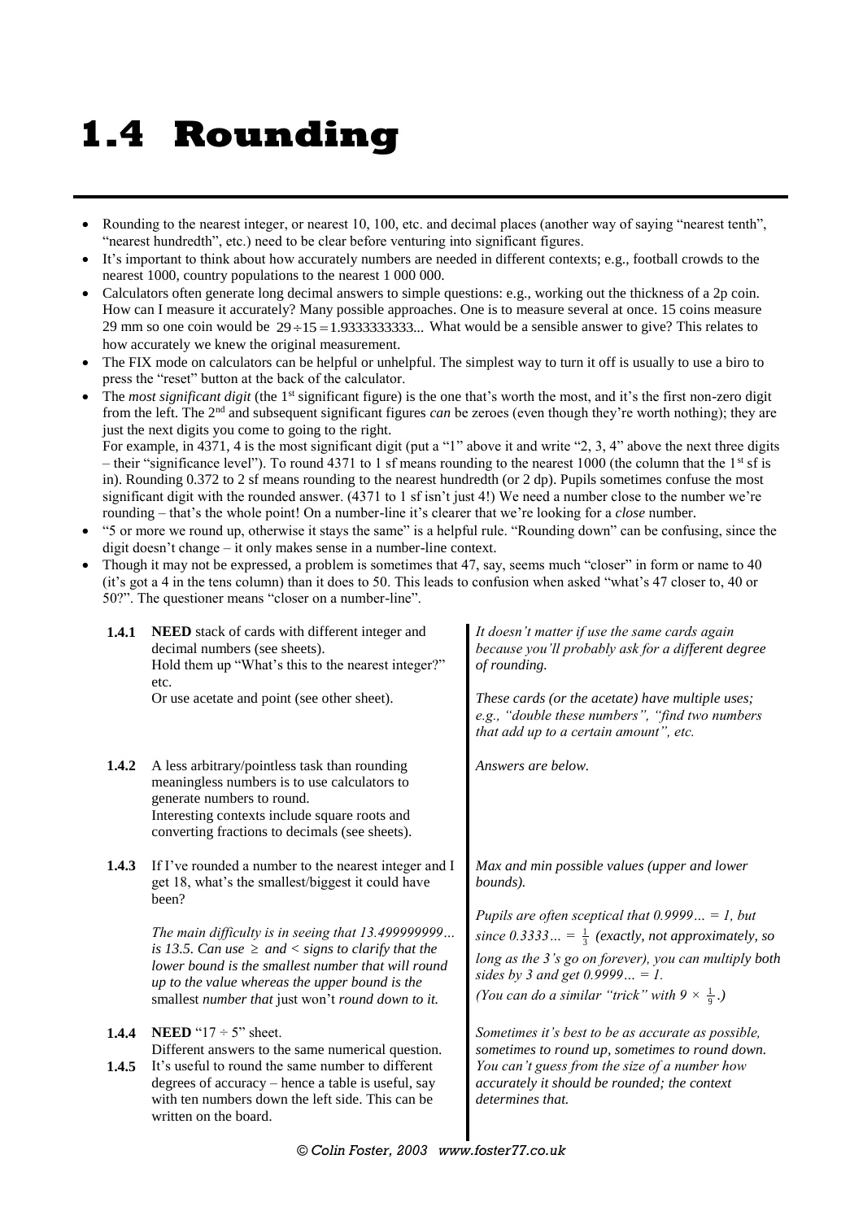# 1.4 Rounding

- Rounding to the nearest integer, or nearest 10, 100, etc. and decimal places (another way of saying "nearest tenth", "nearest hundredth", etc.) need to be clear before venturing into significant figures.
- It's important to think about how accurately numbers are needed in different contexts; e.g., football crowds to the nearest 1000, country populations to the nearest 1 000 000.
- Calculators often generate long decimal answers to simple questions: e.g., working out the thickness of a 2p coin. How can I measure it accurately? Many possible approaches. One is to measure several at once. 15 coins measure 29 mm so one coin would be $29 \div 15 = 1.9333333333...$ What would be a sensible answer to give? This relates to how accurately we knew the original measurement.
- The FIX mode on calculators can be helpful or unhelpful. The simplest way to turn it off is usually to use a biro to press the "reset" button at the back of the calculator.
- The *most significant digit* (the 1st significant figure) is the one that's worth the most, and it's the first non-zero digit from the left. The 2nd and subsequent significant figures *can* be zeroes (even though they're worth nothing); they are just the next digits you come to going to the right.
  For example, in 4371, 4 is the most significant digit (put a "1" above it and write "2, 3, 4" above the next three digits – their "significance level"). To round 4371 to 1 sf means rounding to the nearest 1000 (the column that the 1st sf is in). Rounding 0.372 to 2 sf means rounding to the nearest hundredth (or 2 dp). Pupils sometimes confuse the most significant digit with the rounded answer. (4371 to 1 sf isn't just 4!) We need a number close to the number we're rounding – that's the whole point! On a number-line it's clearer that we're looking for a *close* number.
- "5 or more we round up, otherwise it stays the same" is a helpful rule. "Rounding down" can be confusing, since the digit doesn't change – it only makes sense in a number-line context.
- Though it may not be expressed, a problem is sometimes that 47, say, seems much "closer" in form or name to 40 (it's got a 4 in the tens column) than it does to 50. This leads to confusion when asked "what's 47 closer to, 40 or 50?". The questioner means "closer on a number-line".

**1.4.1** **NEED** stack of cards with different integer and decimal numbers (see sheets).
Hold them up "What's this to the nearest integer?" etc.
Or use acetate and point (see other sheet).

*It doesn't matter if use the same cards again because you'll probably ask for a different degree of rounding.*

*These cards (or the acetate) have multiple uses; e.g., "double these numbers", "find two numbers that add up to a certain amount", etc.*

**1.4.2** A less arbitrary/pointless task than rounding meaningless numbers is to use calculators to generate numbers to round.
Interesting contexts include square roots and converting fractions to decimals (see sheets).

*Answers are below.*

**1.4.3** If I've rounded a number to the nearest integer and I get 18, what's the smallest/biggest it could have been?

*The main difficulty is in seeing that 13.499999999… is 13.5. Can use $\geq$ and $<$ signs to clarify that the lower bound is the smallest number that will round up to the value whereas the upper bound is the* smallest *number that* just won't *round down to it.*

*Max and min possible values (upper and lower bounds).*

*Pupils are often sceptical that 0.9999… = 1, but since 0.3333… = $\frac{1}{3}$ (exactly, not approximately, so long as the 3's go on forever), you can multiply both sides by 3 and get 0.9999… = 1.*
*(You can do a similar "trick" with $9 \times \frac{1}{9}$.)*

**1.4.4** **NEED** "$17 \div 5$" sheet.
Different answers to the same numerical question.

**1.4.5** It's useful to round the same number to different degrees of accuracy – hence a table is useful, say with ten numbers down the left side. This can be written on the board.

*Sometimes it's best to be as accurate as possible, sometimes to round up, sometimes to round down. You can't guess from the size of a number how accurately it should be rounded; the context determines that.*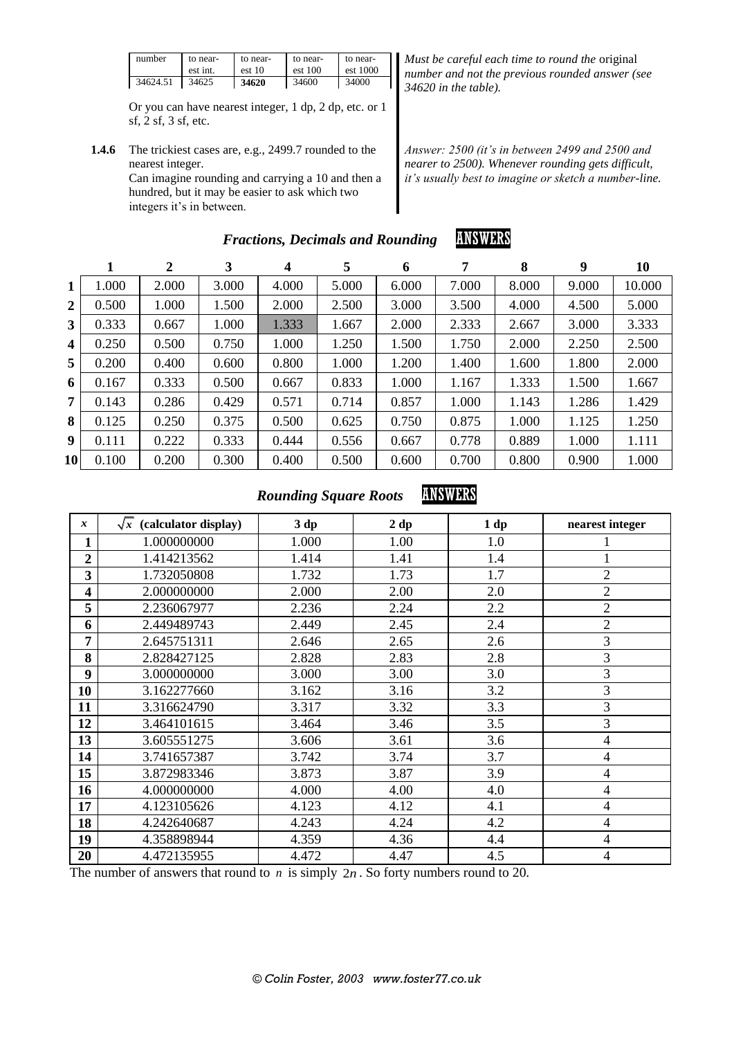| number | to nearest int. | to nearest 10 | to nearest 100 | to nearest 1000 |
|---|---|---|---|---|
| 34624.51 | 34625 | **34620** | 34600 | 34000 |

*Must be careful each time to round the* original *number and not the previous rounded answer (see 34620 in the table).*

Or you can have nearest integer, 1 dp, 2 dp, etc. or 1 sf, 2 sf, 3 sf, etc.

**1.4.6** The trickiest cases are, e.g., 2499.7 rounded to the nearest integer.
Can imagine rounding and carrying a 10 and then a hundred, but it may be easier to ask which two integers it's in between.

*Answer: 2500 (it's in between 2499 and 2500 and nearer to 2500). Whenever rounding gets difficult, it's usually best to imagine or sketch a number-line.*

## *Fractions, Decimals and Rounding* ANSWERS

| | **1** | **2** | **3** | **4** | **5** | **6** | **7** | **8** | **9** | **10** |
|---|---|---|---|---|---|---|---|---|---|---|
| **1** | 1.000 | 2.000 | 3.000 | 4.000 | 5.000 | 6.000 | 7.000 | 8.000 | 9.000 | 10.000 |
| **2** | 0.500 | 1.000 | 1.500 | 2.000 | 2.500 | 3.000 | 3.500 | 4.000 | 4.500 | 5.000 |
| **3** | 0.333 | 0.667 | 1.000 | 1.333 | 1.667 | 2.000 | 2.333 | 2.667 | 3.000 | 3.333 |
| **4** | 0.250 | 0.500 | 0.750 | 1.000 | 1.250 | 1.500 | 1.750 | 2.000 | 2.250 | 2.500 |
| **5** | 0.200 | 0.400 | 0.600 | 0.800 | 1.000 | 1.200 | 1.400 | 1.600 | 1.800 | 2.000 |
| **6** | 0.167 | 0.333 | 0.500 | 0.667 | 0.833 | 1.000 | 1.167 | 1.333 | 1.500 | 1.667 |
| **7** | 0.143 | 0.286 | 0.429 | 0.571 | 0.714 | 0.857 | 1.000 | 1.143 | 1.286 | 1.429 |
| **8** | 0.125 | 0.250 | 0.375 | 0.500 | 0.625 | 0.750 | 0.875 | 1.000 | 1.125 | 1.250 |
| **9** | 0.111 | 0.222 | 0.333 | 0.444 | 0.556 | 0.667 | 0.778 | 0.889 | 1.000 | 1.111 |
| **10** | 0.100 | 0.200 | 0.300 | 0.400 | 0.500 | 0.600 | 0.700 | 0.800 | 0.900 | 1.000 |

## *Rounding Square Roots* ANSWERS

| $x$ | $\sqrt{x}$ (calculator display) | 3 dp | 2 dp | 1 dp | nearest integer |
|---|---|---|---|---|---|
| **1** | 1.000000000 | 1.000 | 1.00 | 1.0 | 1 |
| **2** | 1.414213562 | 1.414 | 1.41 | 1.4 | 1 |
| **3** | 1.732050808 | 1.732 | 1.73 | 1.7 | 2 |
| **4** | 2.000000000 | 2.000 | 2.00 | 2.0 | 2 |
| **5** | 2.236067977 | 2.236 | 2.24 | 2.2 | 2 |
| **6** | 2.449489743 | 2.449 | 2.45 | 2.4 | 2 |
| **7** | 2.645751311 | 2.646 | 2.65 | 2.6 | 3 |
| **8** | 2.828427125 | 2.828 | 2.83 | 2.8 | 3 |
| **9** | 3.000000000 | 3.000 | 3.00 | 3.0 | 3 |
| **10** | 3.162277660 | 3.162 | 3.16 | 3.2 | 3 |
| **11** | 3.316624790 | 3.317 | 3.32 | 3.3 | 3 |
| **12** | 3.464101615 | 3.464 | 3.46 | 3.5 | 3 |
| **13** | 3.605551275 | 3.606 | 3.61 | 3.6 | 4 |
| **14** | 3.741657387 | 3.742 | 3.74 | 3.7 | 4 |
| **15** | 3.872983346 | 3.873 | 3.87 | 3.9 | 4 |
| **16** | 4.000000000 | 4.000 | 4.00 | 4.0 | 4 |
| **17** | 4.123105626 | 4.123 | 4.12 | 4.1 | 4 |
| **18** | 4.242640687 | 4.243 | 4.24 | 4.2 | 4 |
| **19** | 4.358898944 | 4.359 | 4.36 | 4.4 | 4 |
| **20** | 4.472135955 | 4.472 | 4.47 | 4.5 | 4 |

The number of answers that round to $n$ is simply $2n$. So forty numbers round to 20.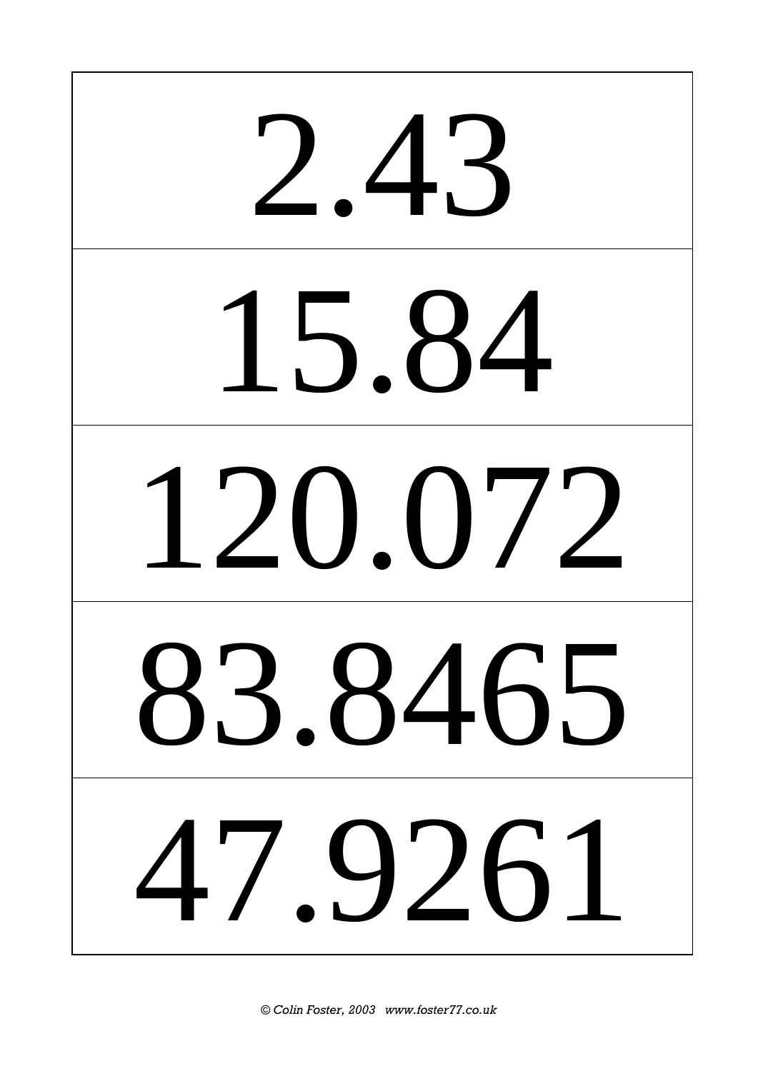| |
|---|
| 2.43 |
| 15.84 |
| 120.072 |
| 83.8465 |
| 47.9261 |

© Colin Foster, 2003 www.foster77.co.uk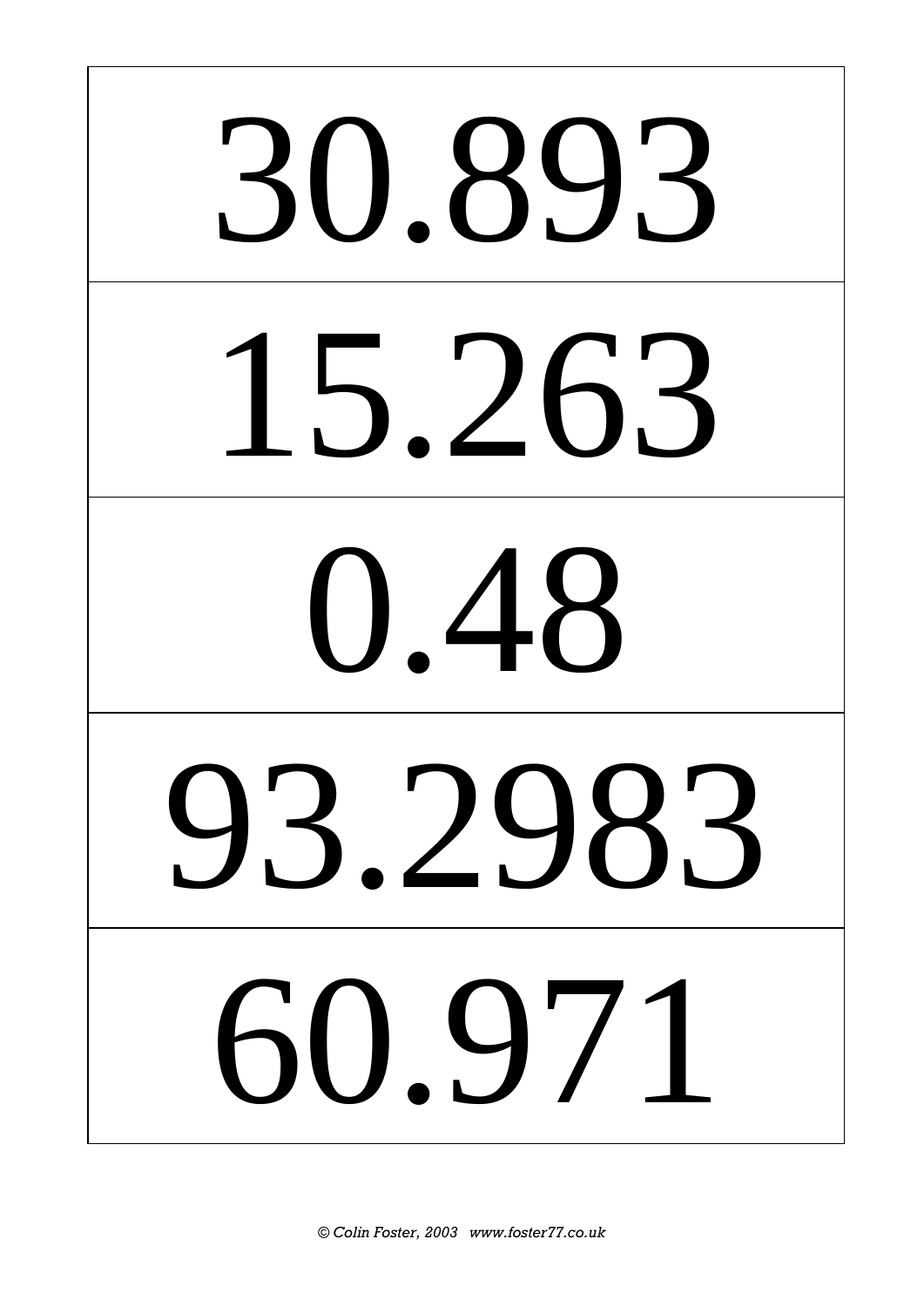| 30.893 |
| --- |
| 15.263 |
| 0.48 |
| 93.2983 |
| 60.971 |

© Colin Foster, 2003 www.foster77.co.uk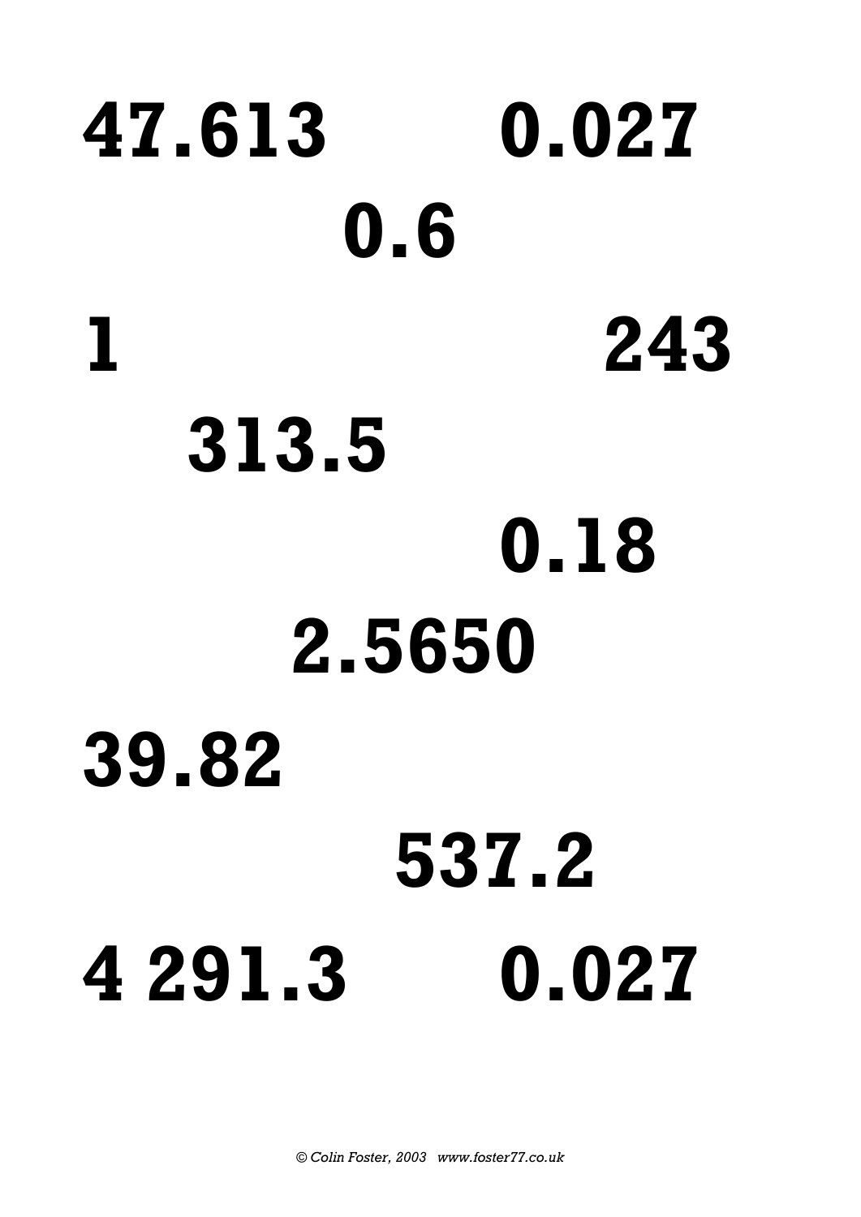**47.613** **0.027**

**0.6**

**1** **243**

**313.5**

**0.18**

**2.5650**

**39.82**

**537.2**

**4 291.3** **0.027**

*© Colin Foster, 2003 www.foster77.co.uk*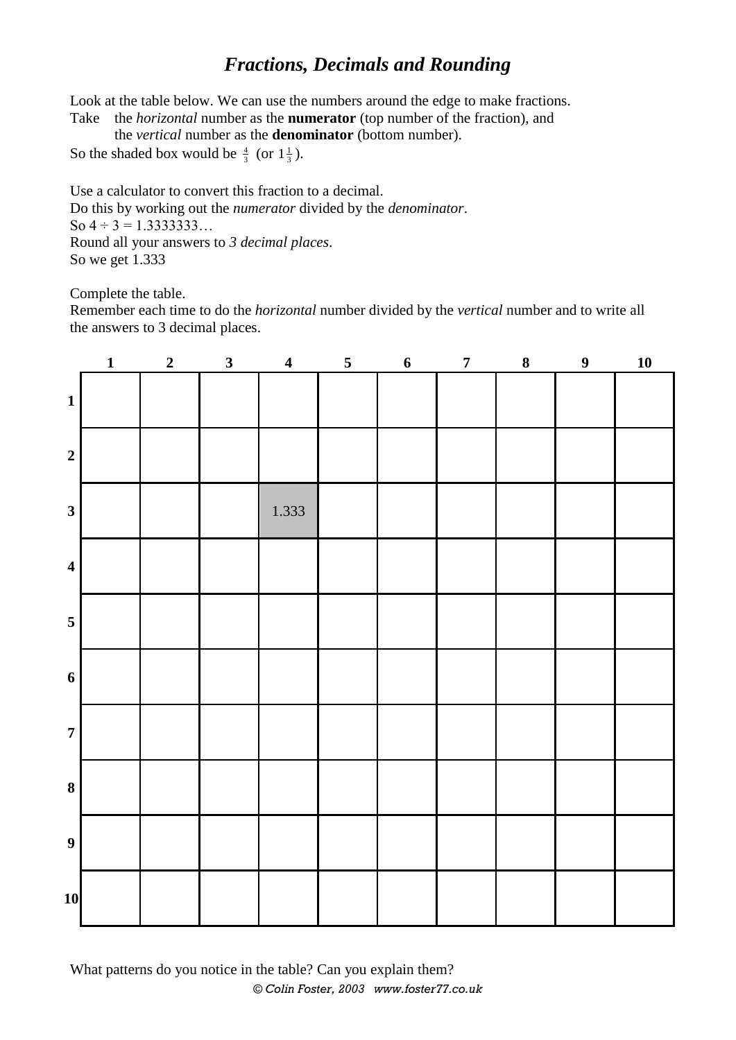# *Fractions, Decimals and Rounding*

Look at the table below. We can use the numbers around the edge to make fractions.

Take the *horizontal* number as the **numerator** (top number of the fraction), and the *vertical* number as the **denominator** (bottom number).

So the shaded box would be $\frac{4}{3}$ (or $1\frac{1}{3}$).

Use a calculator to convert this fraction to a decimal.
Do this by working out the *numerator* divided by the *denominator*.
So $4 \div 3 = 1.3333333\ldots$
Round all your answers to *3 decimal places*.
So we get 1.333

Complete the table.
Remember each time to do the *horizontal* number divided by the *vertical* number and to write all the answers to 3 decimal places.

| | **1** | **2** | **3** | **4** | **5** | **6** | **7** | **8** | **9** | **10** |
|---|---|---|---|---|---|---|---|---|---|---|
| **1** | | | | | | | | | | |
| **2** | | | | | | | | | | |
| **3** | | | | 1.333 | | | | | | |
| **4** | | | | | | | | | | |
| **5** | | | | | | | | | | |
| **6** | | | | | | | | | | |
| **7** | | | | | | | | | | |
| **8** | | | | | | | | | | |
| **9** | | | | | | | | | | |
| **10** | | | | | | | | | | |

What patterns do you notice in the table? Can you explain them?

© Colin Foster, 2003 www.foster77.co.uk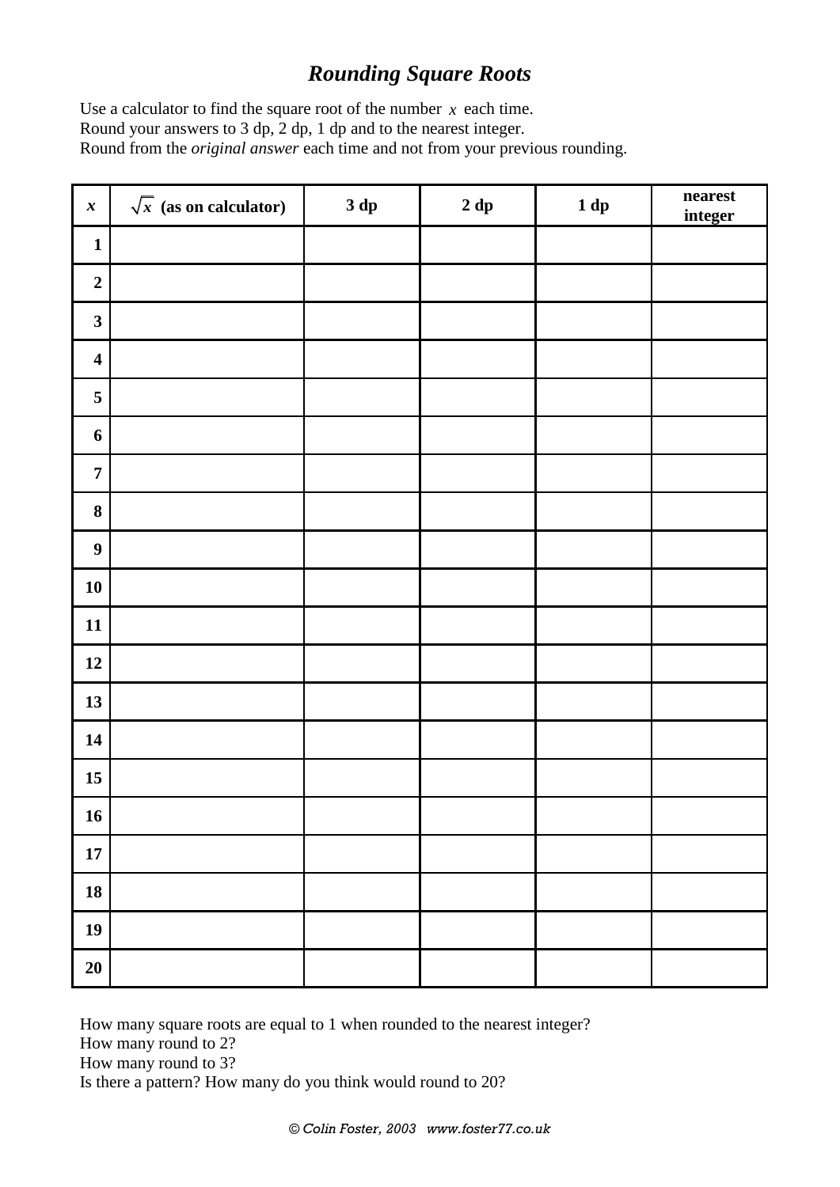# *Rounding Square Roots*

Use a calculator to find the square root of the number $x$ each time.
Round your answers to 3 dp, 2 dp, 1 dp and to the nearest integer.
Round from the *original answer* each time and not from your previous rounding.

| $x$ | $\sqrt{x}$ (as on calculator) | 3 dp | 2 dp | 1 dp | nearest integer |
|---|---|---|---|---|---|
| **1** | | | | | |
| **2** | | | | | |
| **3** | | | | | |
| **4** | | | | | |
| **5** | | | | | |
| **6** | | | | | |
| **7** | | | | | |
| **8** | | | | | |
| **9** | | | | | |
| **10** | | | | | |
| **11** | | | | | |
| **12** | | | | | |
| **13** | | | | | |
| **14** | | | | | |
| **15** | | | | | |
| **16** | | | | | |
| **17** | | | | | |
| **18** | | | | | |
| **19** | | | | | |
| **20** | | | | | |

How many square roots are equal to 1 when rounded to the nearest integer?
How many round to 2?
How many round to 3?
Is there a pattern? How many do you think would round to 20?

*© Colin Foster, 2003 www.foster77.co.uk*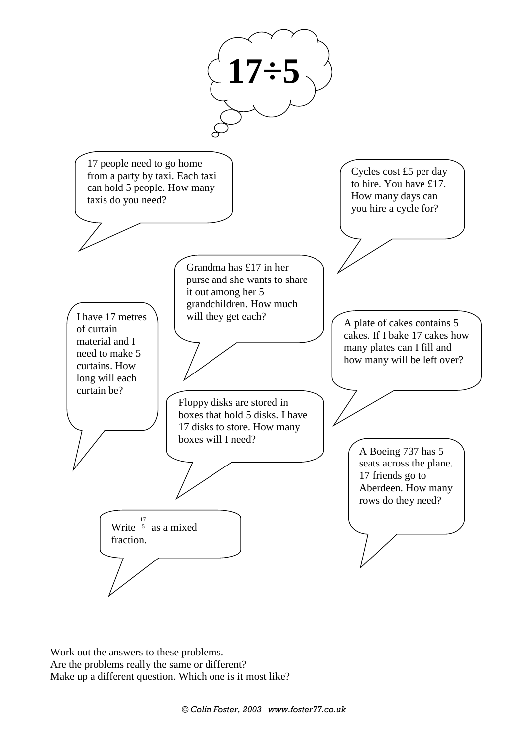# $17 \div 5$

17 people need to go home from a party by taxi. Each taxi can hold 5 people. How many taxis do you need?

Cycles cost £5 per day to hire. You have £17. How many days can you hire a cycle for?

Grandma has £17 in her purse and she wants to share it out among her 5 grandchildren. How much will they get each?

I have 17 metres of curtain material and I need to make 5 curtains. How long will each curtain be?

A plate of cakes contains 5 cakes. If I bake 17 cakes how many plates can I fill and how many will be left over?

Floppy disks are stored in boxes that hold 5 disks. I have 17 disks to store. How many boxes will I need?

A Boeing 737 has 5 seats across the plane. 17 friends go to Aberdeen. How many rows do they need?

Write $\frac{17}{5}$ as a mixed fraction.

Work out the answers to these problems.
Are the problems really the same or different?
Make up a different question. Which one is it most like?

*© Colin Foster, 2003 www.foster77.co.uk*